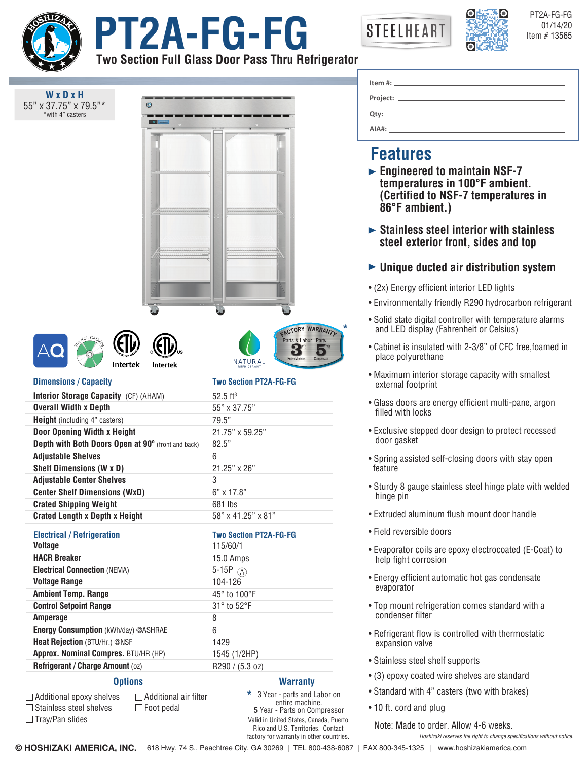# PT2A-FG-FG

## Two Section Full Glass Door Pass Thru Refrigerator

STEELHEART

PT2A-FG-FG
01/14/20
Item # 13565

**W x D x H**
55" x 37.75" x 79.5"*
*with 4" casters

Item #: ______________________

Project: ______________________

Qty: ______________________

AIA#: ______________________

## Features

- **Engineered to maintain NSF-7 temperatures in 100°F ambient. (Certified to NSF-7 temperatures in 86°F ambient.)**
- **Stainless steel interior with stainless steel exterior front, sides and top**
- **Unique ducted air distribution system**
- (2x) Energy efficient interior LED lights
- Environmentally friendly R290 hydrocarbon refrigerant
- Solid state digital controller with temperature alarms and LED display (Fahrenheit or Celsius)
- Cabinet is insulated with 2-3/8" of CFC free,foamed in place polyurethane
- Maximum interior storage capacity with smallest external footprint
- Glass doors are energy efficient multi-pane, argon filled with locks
- Exclusive stepped door design to protect recessed door gasket
- Spring assisted self-closing doors with stay open feature
- Sturdy 8 gauge stainless steel hinge plate with welded hinge pin
- Extruded aluminum flush mount door handle
- Field reversible doors
- Evaporator coils are epoxy electrocoated (E-Coat) to help fight corrosion
- Energy efficient automatic hot gas condensate evaporator
- Top mount refrigeration comes standard with a condenser filter
- Refrigerant flow is controlled with thermostatic expansion valve
- Stainless steel shelf supports
- (3) epoxy coated wire shelves are standard
- Standard with 4" casters (two with brakes)
- 10 ft. cord and plug

Note: Made to order. Allow 4-6 weeks.

FACTORY WARRANTY* — Parts & Labor 3 YR Entire Machine; Parts 5 YR Compressor

| Dimensions / Capacity | Two Section PT2A-FG-FG |
|---|---|
| **Interior Storage Capacity** (CF) (AHAM) | 52.5 ft³ |
| **Overall Width x Depth** | 55" x 37.75" |
| **Height** (including 4" casters) | 79.5" |
| **Door Opening Width x Height** | 21.75" x 59.25" |
| **Depth with Both Doors Open at 90°** (front and back) | 82.5" |
| **Adjustable Shelves** | 6 |
| **Shelf Dimensions (W x D)** | 21.25" x 26" |
| **Adjustable Center Shelves** | 3 |
| **Center Shelf Dimensions (WxD)** | 6" x 17.8" |
| **Crated Shipping Weight** | 681 lbs |
| **Crated Length x Depth x Height** | 58" x 41.25" x 81" |

| Electrical / Refrigeration | Two Section PT2A-FG-FG |
|---|---|
| **Voltage** | 115/60/1 |
| **HACR Breaker** | 15.0 Amps |
| **Electrical Connection** (NEMA) | 5-15P |
| **Voltage Range** | 104-126 |
| **Ambient Temp. Range** | 45° to 100°F |
| **Control Setpoint Range** | 31° to 52°F |
| **Amperage** | 8 |
| **Energy Consumption** (kWh/day) @ASHRAE | 6 |
| **Heat Rejection** (BTU/Hr.) @NSF | 1429 |
| **Approx. Nominal Compres.** BTU/HR (HP) | 1545 (1/2HP) |
| **Refrigerant / Charge Amount** (oz) | R290 / (5.3 oz) |

### Options

- ☐ Additional epoxy shelves
- ☐ Stainless steel shelves
- ☐ Tray/Pan slides
- ☐ Additional air filter
- ☐ Foot pedal

### Warranty

\* 3 Year - parts and Labor on entire machine.
5 Year - Parts on Compressor
Valid in United States, Canada, Puerto Rico and U.S. Territories. Contact factory for warranty in other countries.

*Hoshizaki reserves the right to change specifications without notice.*

© HOSHIZAKI AMERICA, INC. 618 Hwy, 74 S., Peachtree City, GA 30269 | TEL 800-438-6087 | FAX 800-345-1325 | www.hoshizakiamerica.com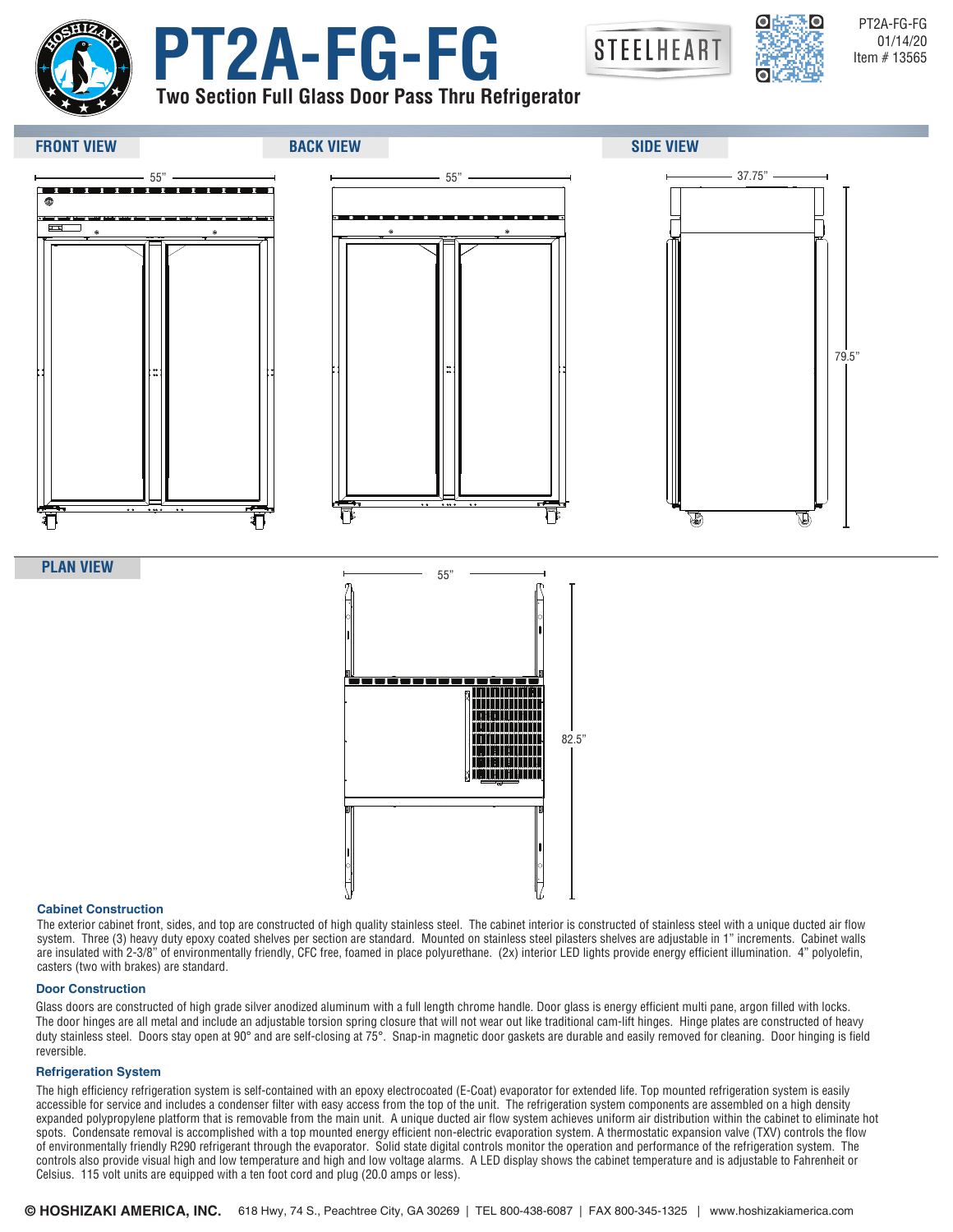# PT2A-FG-FG

**Two Section Full Glass Door Pass Thru Refrigerator**

PT2A-FG-FG
01/14/20
Item # 13565

## FRONT VIEW

55"

## BACK VIEW

55"

## SIDE VIEW

37.75"

79.5"

## PLAN VIEW

55"

82.5"

### Cabinet Construction

The exterior cabinet front, sides, and top are constructed of high quality stainless steel. The cabinet interior is constructed of stainless steel with a unique ducted air flow system. Three (3) heavy duty epoxy coated shelves per section are standard. Mounted on stainless steel pilasters shelves are adjustable in 1" increments. Cabinet walls are insulated with 2-3/8" of environmentally friendly, CFC free, foamed in place polyurethane. (2x) interior LED lights provide energy efficient illumination. 4" polyolefin, casters (two with brakes) are standard.

### Door Construction

Glass doors are constructed of high grade silver anodized aluminum with a full length chrome handle. Door glass is energy efficient multi pane, argon filled with locks. The door hinges are all metal and include an adjustable torsion spring closure that will not wear out like traditional cam-lift hinges. Hinge plates are constructed of heavy duty stainless steel. Doors stay open at 90° and are self-closing at 75°. Snap-in magnetic door gaskets are durable and easily removed for cleaning. Door hinging is field reversible.

### Refrigeration System

The high efficiency refrigeration system is self-contained with an epoxy electrocoated (E-Coat) evaporator for extended life. Top mounted refrigeration system is easily accessible for service and includes a condenser filter with easy access from the top of the unit. The refrigeration system components are assembled on a high density expanded polypropylene platform that is removable from the main unit. A unique ducted air flow system achieves uniform air distribution within the cabinet to eliminate hot spots. Condensate removal is accomplished with a top mounted energy efficient non-electric evaporation system. A thermostatic expansion valve (TXV) controls the flow of environmentally friendly R290 refrigerant through the evaporator. Solid state digital controls monitor the operation and performance of the refrigeration system. The controls also provide visual high and low temperature and high and low voltage alarms. A LED display shows the cabinet temperature and is adjustable to Fahrenheit or Celsius. 115 volt units are equipped with a ten foot cord and plug (20.0 amps or less).

**© HOSHIZAKI AMERICA, INC.** 618 Hwy, 74 S., Peachtree City, GA 30269 | TEL 800-438-6087 | FAX 800-345-1325 | www.hoshizakiamerica.com